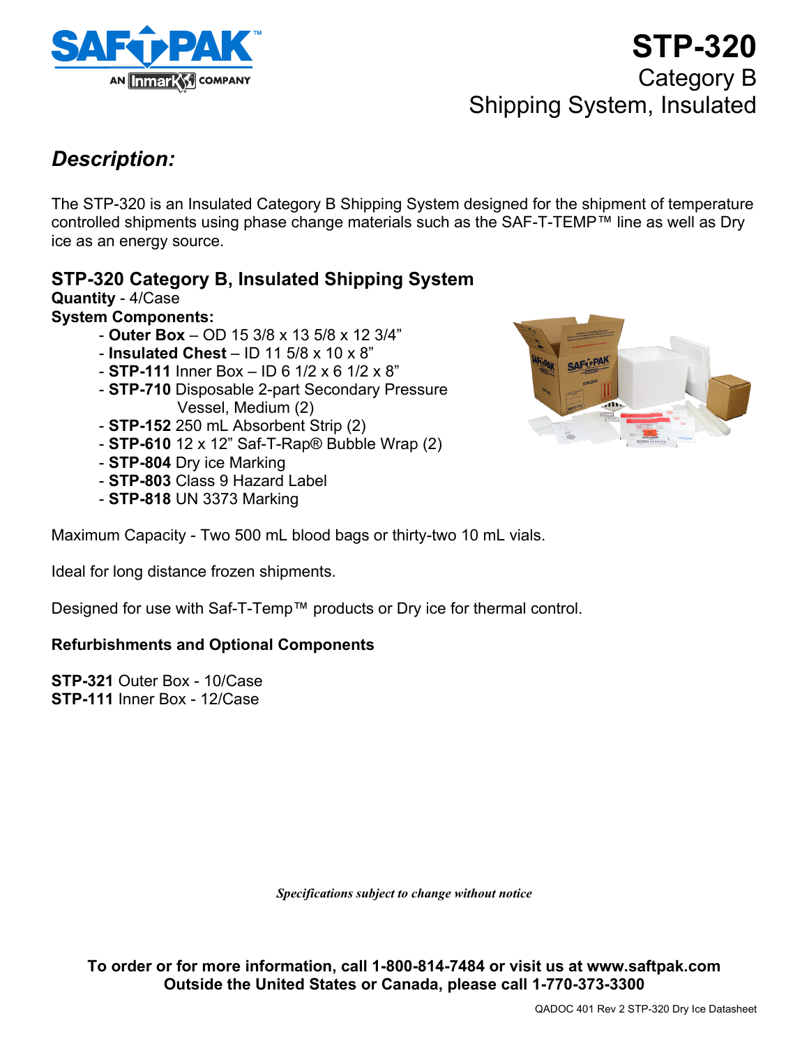# STP-320

Category B
Shipping System, Insulated

## *Description:*

The STP-320 is an Insulated Category B Shipping System designed for the shipment of temperature controlled shipments using phase change materials such as the SAF-T-TEMP™ line as well as Dry ice as an energy source.

### STP-320 Category B, Insulated Shipping System

**Quantity** - 4/Case

**System Components:**

- **Outer Box** – OD 15 3/8 x 13 5/8 x 12 3/4"
- **Insulated Chest** – ID 11 5/8 x 10 x 8"
- **STP-111** Inner Box – ID 6 1/2 x 6 1/2 x 8"
- **STP-710** Disposable 2-part Secondary Pressure Vessel, Medium (2)
- **STP-152** 250 mL Absorbent Strip (2)
- **STP-610** 12 x 12" Saf-T-Rap® Bubble Wrap (2)
- **STP-804** Dry ice Marking
- **STP-803** Class 9 Hazard Label
- **STP-818** UN 3373 Marking

Maximum Capacity - Two 500 mL blood bags or thirty-two 10 mL vials.

Ideal for long distance frozen shipments.

Designed for use with Saf-T-Temp™ products or Dry ice for thermal control.

**Refurbishments and Optional Components**

**STP-321** Outer Box - 10/Case
**STP-111** Inner Box - 12/Case

*Specifications subject to change without notice*

**To order or for more information, call 1-800-814-7484 or visit us at www.saftpak.com**
**Outside the United States or Canada, please call 1-770-373-3300**

QADOC 401 Rev 2 STP-320 Dry Ice Datasheet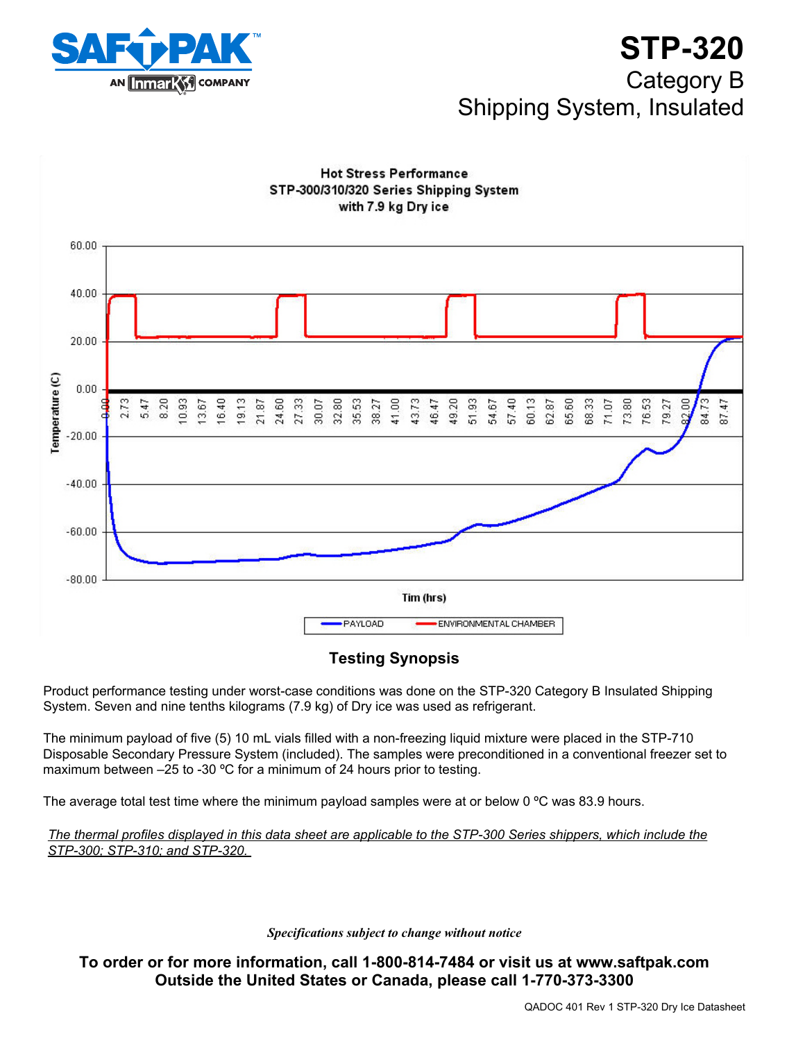# STP-320

## Category B

## Shipping System, Insulated

Hot Stress Performance
STP-300/310/320 Series Shipping System
with 7.9 kg Dry ice

Temperature (C)

60.00
40.00
20.00
0.00
-20.00
-40.00
-60.00
-80.00

0.00 2.73 5.47 8.20 10.93 13.67 16.40 19.13 21.87 24.60 27.33 30.07 32.80 35.53 38.27 41.00 43.73 46.47 49.20 51.93 54.67 57.40 60.13 62.87 65.60 68.33 71.07 73.80 76.53 79.27 82.00 84.73 87.47

Tim (hrs)

PAYLOAD
ENVIRONMENTAL CHAMBER

### Testing Synopsis

Product performance testing under worst-case conditions was done on the STP-320 Category B Insulated Shipping System. Seven and nine tenths kilograms (7.9 kg) of Dry ice was used as refrigerant.

The minimum payload of five (5) 10 mL vials filled with a non-freezing liquid mixture were placed in the STP-710 Disposable Secondary Pressure System (included). The samples were preconditioned in a conventional freezer set to maximum between –25 to -30 ºC for a minimum of 24 hours prior to testing.

The average total test time where the minimum payload samples were at or below 0 ºC was 83.9 hours.

*The thermal profiles displayed in this data sheet are applicable to the STP-300 Series shippers, which include the STP-300; STP-310; and STP-320.*

*Specifications subject to change without notice*

**To order or for more information, call 1-800-814-7484 or visit us at www.saftpak.com**
**Outside the United States or Canada, please call 1-770-373-3300**

QADOC 401 Rev 1 STP-320 Dry Ice Datasheet